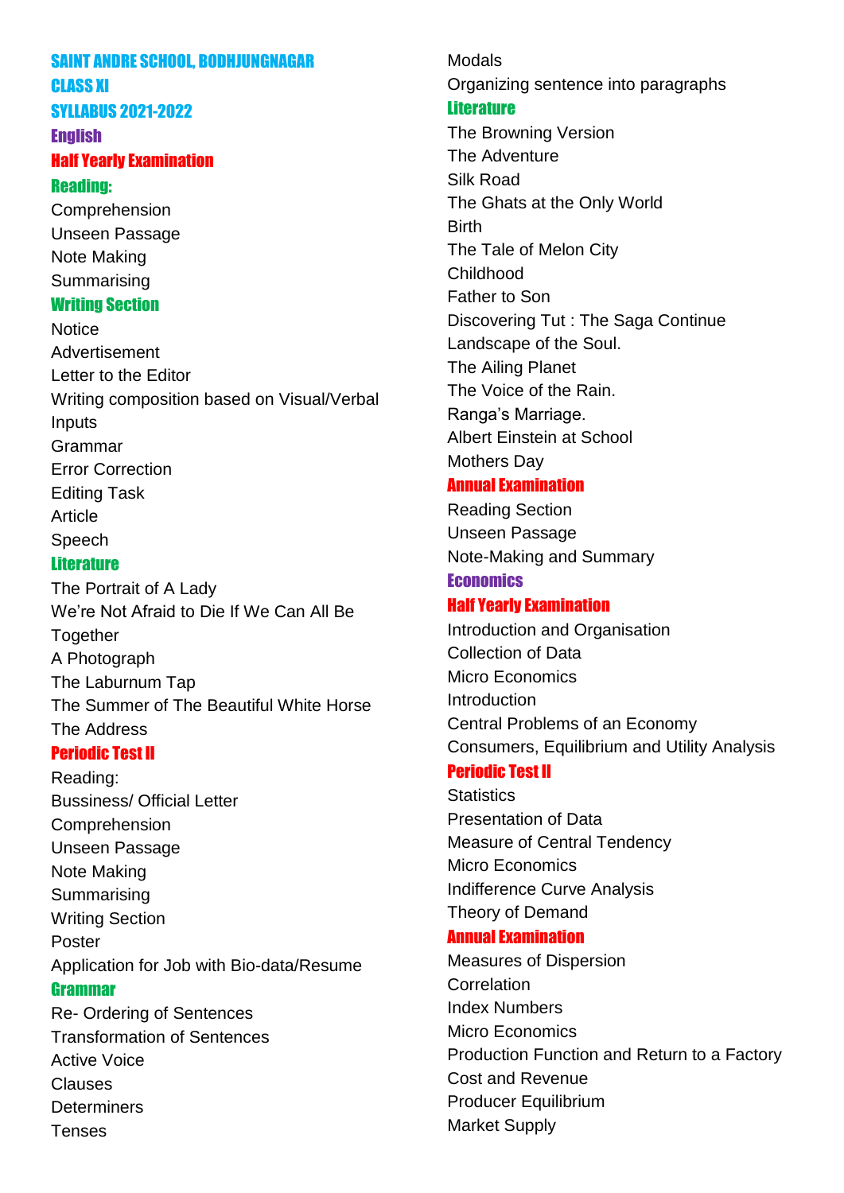# SAINT ANDRE SCHOOL, BODHJUNGNAGAR

## CLASS XI

## SYLLABUS 2021-2022

### English

#### Half Yearly Examination

**Reading:**

Comprehension
Unseen Passage
Note Making
Summarising

**Writing Section**

Notice
Advertisement
Letter to the Editor
Writing composition based on Visual/Verbal Inputs
Grammar
Error Correction
Editing Task
Article
Speech

**Literature**

The Portrait of A Lady
We're Not Afraid to Die If We Can All Be Together
A Photograph
The Laburnum Tap
The Summer of The Beautiful White Horse
The Address

#### Periodic Test II

Reading:
Bussiness/ Official Letter
Comprehension
Unseen Passage
Note Making
Summarising
Writing Section
Poster
Application for Job with Bio-data/Resume

**Grammar**

Re- Ordering of Sentences
Transformation of Sentences
Active Voice
Clauses
Determiners
Tenses
Modals
Organizing sentence into paragraphs

**Literature**

The Browning Version
The Adventure
Silk Road
The Ghats at the Only World
Birth
The Tale of Melon City
Childhood
Father to Son
Discovering Tut : The Saga Continue
Landscape of the Soul.
The Ailing Planet
The Voice of the Rain.
Ranga's Marriage.
Albert Einstein at School
Mothers Day

#### Annual Examination

Reading Section
Unseen Passage
Note-Making and Summary

### Economics

#### Half Yearly Examination

Introduction and Organisation
Collection of Data
Micro Economics
Introduction
Central Problems of an Economy
Consumers, Equilibrium and Utility Analysis

#### Periodic Test II

Statistics
Presentation of Data
Measure of Central Tendency
Micro Economics
Indifference Curve Analysis
Theory of Demand

#### Annual Examination

Measures of Dispersion
Correlation
Index Numbers
Micro Economics
Production Function and Return to a Factory
Cost and Revenue
Producer Equilibrium
Market Supply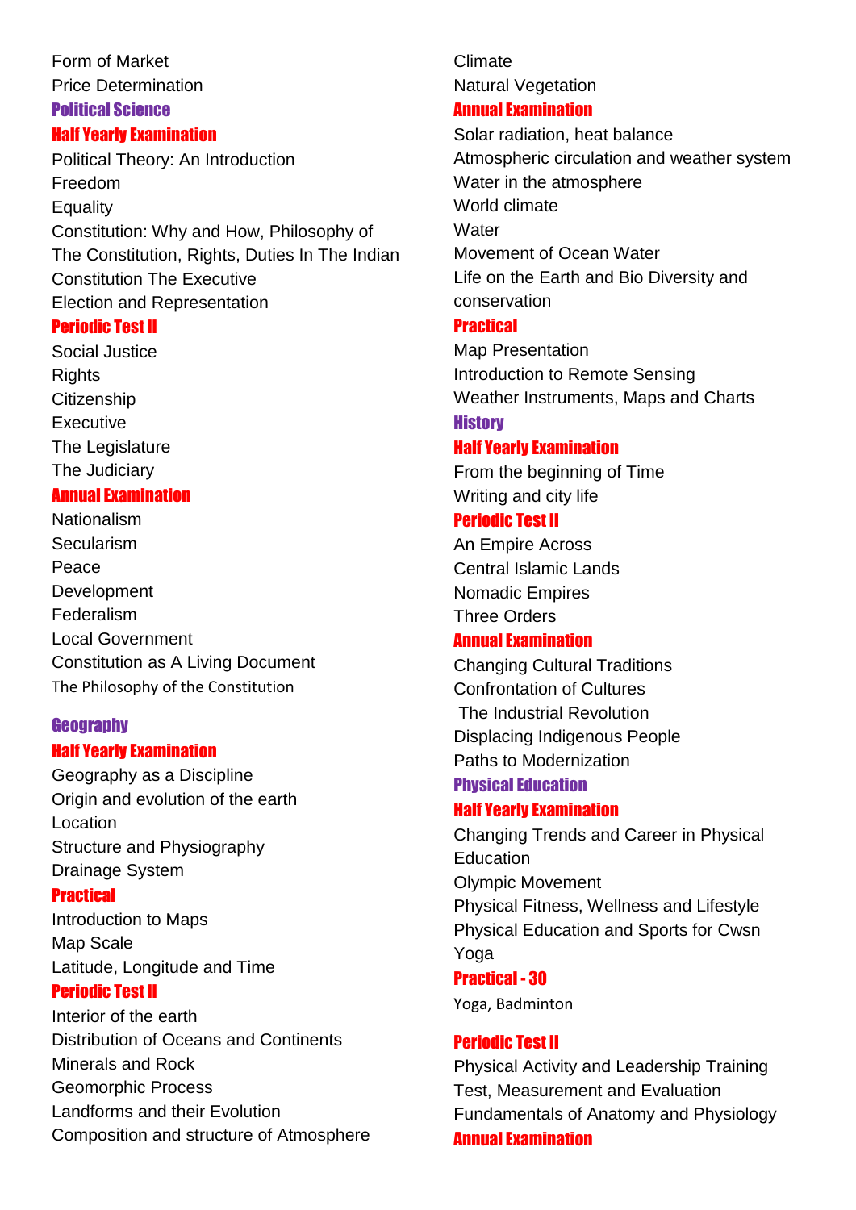Form of Market
Price Determination

## Political Science

### Half Yearly Examination

Political Theory: An Introduction
Freedom
Equality
Constitution: Why and How, Philosophy of The Constitution, Rights, Duties In The Indian Constitution The Executive
Election and Representation

### Periodic Test II

Social Justice
Rights
Citizenship
Executive
The Legislature
The Judiciary

### Annual Examination

Nationalism
Secularism
Peace
Development
Federalism
Local Government
Constitution as A Living Document
The Philosophy of the Constitution

## Geography

### Half Yearly Examination

Geography as a Discipline
Origin and evolution of the earth
Location
Structure and Physiography
Drainage System

### Practical

Introduction to Maps
Map Scale
Latitude, Longitude and Time

### Periodic Test II

Interior of the earth
Distribution of Oceans and Continents
Minerals and Rock
Geomorphic Process
Landforms and their Evolution
Composition and structure of Atmosphere
Climate
Natural Vegetation

### Annual Examination

Solar radiation, heat balance
Atmospheric circulation and weather system
Water in the atmosphere
World climate
Water
Movement of Ocean Water
Life on the Earth and Bio Diversity and conservation

### Practical

Map Presentation
Introduction to Remote Sensing
Weather Instruments, Maps and Charts

## History

### Half Yearly Examination

From the beginning of Time
Writing and city life

### Periodic Test II

An Empire Across
Central Islamic Lands
Nomadic Empires
Three Orders

### Annual Examination

Changing Cultural Traditions
Confrontation of Cultures
The Industrial Revolution
Displacing Indigenous People
Paths to Modernization

## Physical Education

### Half Yearly Examination

Changing Trends and Career in Physical Education
Olympic Movement
Physical Fitness, Wellness and Lifestyle
Physical Education and Sports for Cwsn
Yoga

### Practical - 30

Yoga, Badminton

### Periodic Test II

Physical Activity and Leadership Training
Test, Measurement and Evaluation
Fundamentals of Anatomy and Physiology

### Annual Examination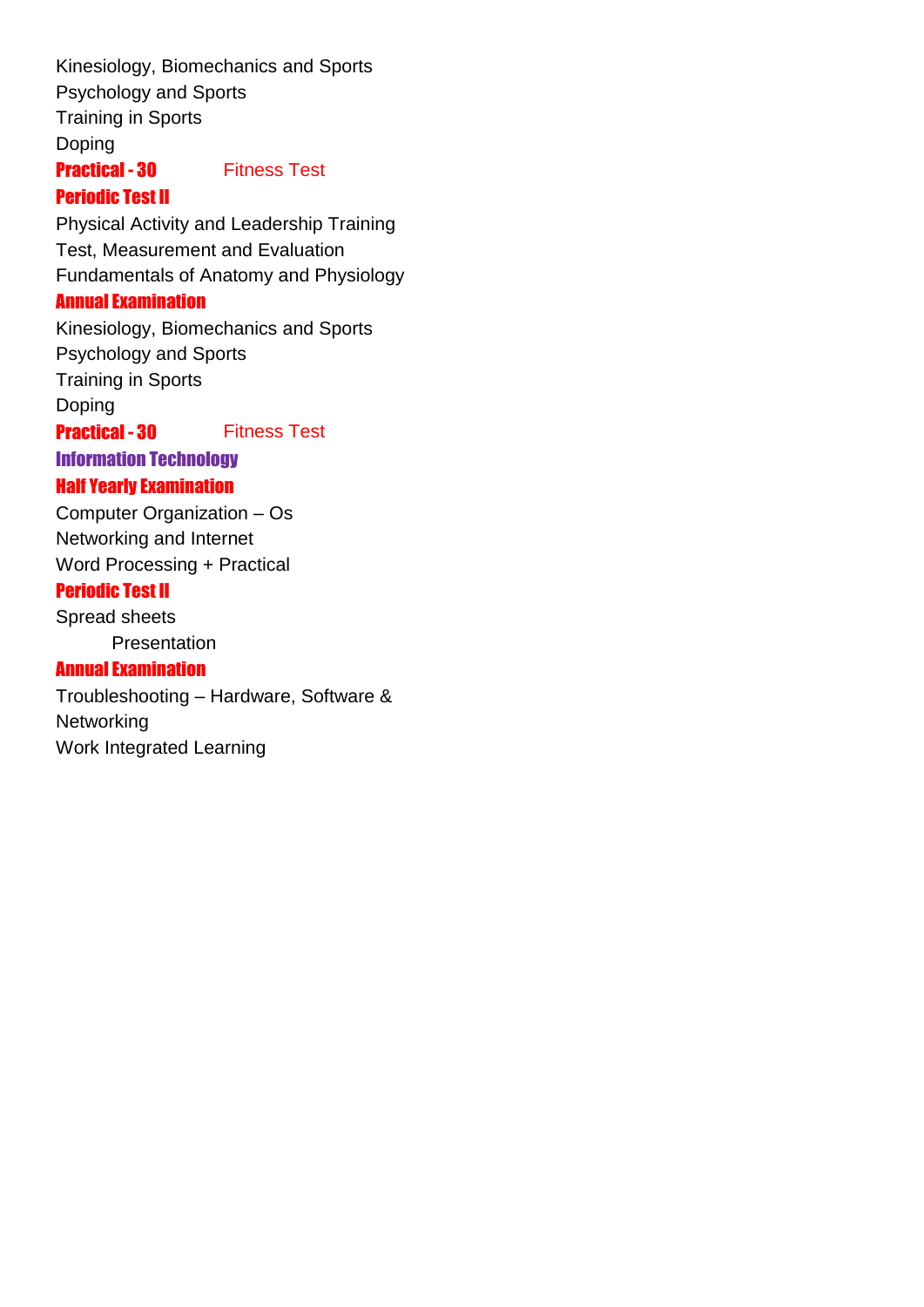Kinesiology, Biomechanics and Sports
Psychology and Sports
Training in Sports
Doping

**Practical - 30** Fitness Test

**Periodic Test II**

Physical Activity and Leadership Training
Test, Measurement and Evaluation
Fundamentals of Anatomy and Physiology

**Annual Examination**

Kinesiology, Biomechanics and Sports
Psychology and Sports
Training in Sports
Doping

**Practical - 30** Fitness Test

## Information Technology

**Half Yearly Examination**

Computer Organization – Os
Networking and Internet
Word Processing + Practical

**Periodic Test II**

Spread sheets
Presentation

**Annual Examination**

Troubleshooting – Hardware, Software & Networking
Work Integrated Learning